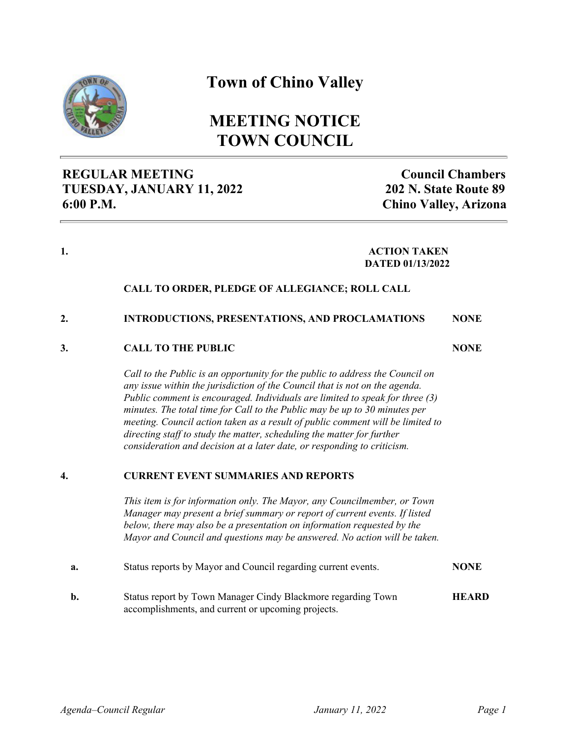# Town of Chino Valley

# MEETING NOTICE
# TOWN COUNCIL

**REGULAR MEETING**
**TUESDAY, JANUARY 11, 2022**
**6:00 P.M.**

**Council Chambers**
**202 N. State Route 89**
**Chino Valley, Arizona**

---

**1.** **ACTION TAKEN DATED 01/13/2022**

**CALL TO ORDER, PLEDGE OF ALLEGIANCE; ROLL CALL**

**2.** **INTRODUCTIONS, PRESENTATIONS, AND PROCLAMATIONS** — **NONE**

**3.** **CALL TO THE PUBLIC** — **NONE**

*Call to the Public is an opportunity for the public to address the Council on any issue within the jurisdiction of the Council that is not on the agenda. Public comment is encouraged. Individuals are limited to speak for three (3) minutes. The total time for Call to the Public may be up to 30 minutes per meeting. Council action taken as a result of public comment will be limited to directing staff to study the matter, scheduling the matter for further consideration and decision at a later date, or responding to criticism.*

**4.** **CURRENT EVENT SUMMARIES AND REPORTS**

*This item is for information only. The Mayor, any Councilmember, or Town Manager may present a brief summary or report of current events. If listed below, there may also be a presentation on information requested by the Mayor and Council and questions may be answered. No action will be taken.*

**a.** Status reports by Mayor and Council regarding current events. — **NONE**

**b.** Status report by Town Manager Cindy Blackmore regarding Town accomplishments, and current or upcoming projects. — **HEARD**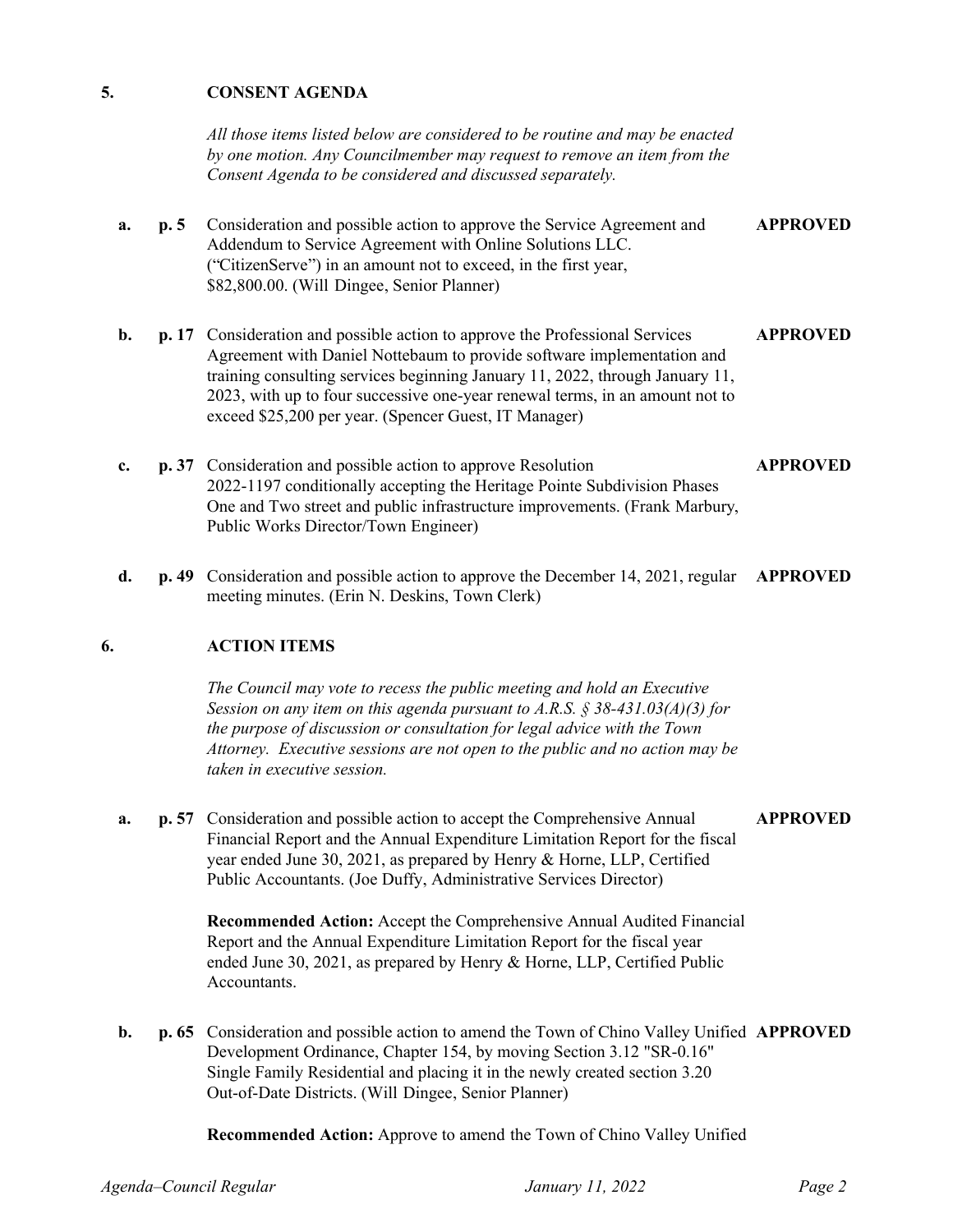## 5. CONSENT AGENDA

*All those items listed below are considered to be routine and may be enacted by one motion. Any Councilmember may request to remove an item from the Consent Agenda to be considered and discussed separately.*

**a.** **p. 5** Consideration and possible action to approve the Service Agreement and Addendum to Service Agreement with Online Solutions LLC. ("CitizenServe") in an amount not to exceed, in the first year, \$82,800.00. (Will Dingee, Senior Planner) **APPROVED**

**b.** **p. 17** Consideration and possible action to approve the Professional Services Agreement with Daniel Nottebaum to provide software implementation and training consulting services beginning January 11, 2022, through January 11, 2023, with up to four successive one-year renewal terms, in an amount not to exceed \$25,200 per year. (Spencer Guest, IT Manager) **APPROVED**

**c.** **p. 37** Consideration and possible action to approve Resolution 2022-1197 conditionally accepting the Heritage Pointe Subdivision Phases One and Two street and public infrastructure improvements. (Frank Marbury, Public Works Director/Town Engineer) **APPROVED**

**d.** **p. 49** Consideration and possible action to approve the December 14, 2021, regular meeting minutes. (Erin N. Deskins, Town Clerk) **APPROVED**

## 6. ACTION ITEMS

*The Council may vote to recess the public meeting and hold an Executive Session on any item on this agenda pursuant to A.R.S. § 38-431.03(A)(3) for the purpose of discussion or consultation for legal advice with the Town Attorney. Executive sessions are not open to the public and no action may be taken in executive session.*

**a.** **p. 57** Consideration and possible action to accept the Comprehensive Annual Financial Report and the Annual Expenditure Limitation Report for the fiscal year ended June 30, 2021, as prepared by Henry & Horne, LLP, Certified Public Accountants. (Joe Duffy, Administrative Services Director) **APPROVED**

**Recommended Action:** Accept the Comprehensive Annual Audited Financial Report and the Annual Expenditure Limitation Report for the fiscal year ended June 30, 2021, as prepared by Henry & Horne, LLP, Certified Public Accountants.

**b.** **p. 65** Consideration and possible action to amend the Town of Chino Valley Unified Development Ordinance, Chapter 154, by moving Section 3.12 "SR-0.16" Single Family Residential and placing it in the newly created section 3.20 Out-of-Date Districts. (Will Dingee, Senior Planner) **APPROVED**

**Recommended Action:** Approve to amend the Town of Chino Valley Unified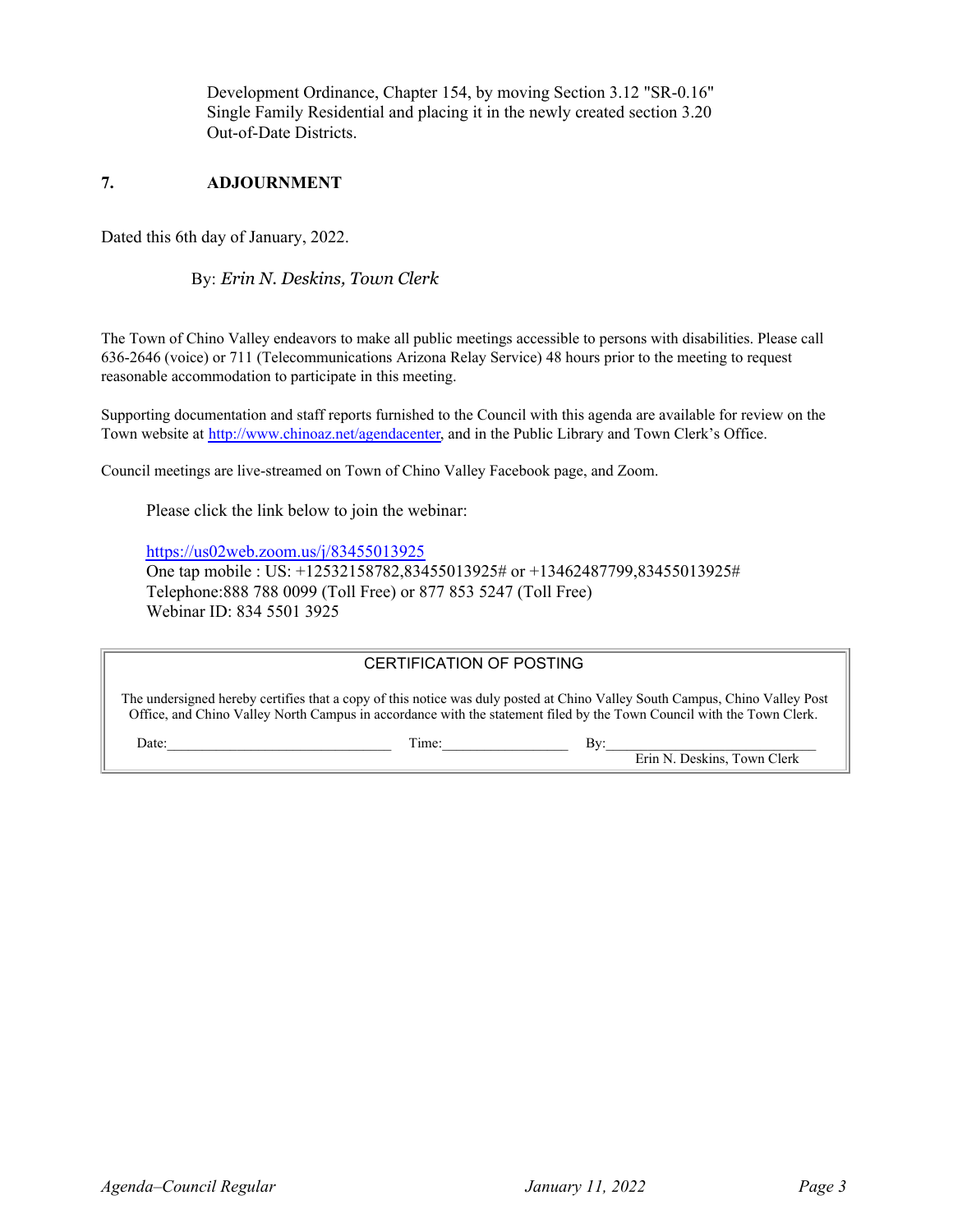Development Ordinance, Chapter 154, by moving Section 3.12 "SR-0.16" Single Family Residential and placing it in the newly created section 3.20 Out-of-Date Districts.

**7. ADJOURNMENT**

Dated this 6th day of January, 2022.

By: *Erin N. Deskins, Town Clerk*

The Town of Chino Valley endeavors to make all public meetings accessible to persons with disabilities. Please call 636-2646 (voice) or 711 (Telecommunications Arizona Relay Service) 48 hours prior to the meeting to request reasonable accommodation to participate in this meeting.

Supporting documentation and staff reports furnished to the Council with this agenda are available for review on the Town website at http://www.chinoaz.net/agendacenter, and in the Public Library and Town Clerk's Office.

Council meetings are live-streamed on Town of Chino Valley Facebook page, and Zoom.

Please click the link below to join the webinar:

https://us02web.zoom.us/j/83455013925
One tap mobile : US: +12532158782,83455013925# or +13462487799,83455013925#
Telephone:888 788 0099 (Toll Free) or 877 853 5247 (Toll Free)
Webinar ID: 834 5501 3925

CERTIFICATION OF POSTING

The undersigned hereby certifies that a copy of this notice was duly posted at Chino Valley South Campus, Chino Valley Post Office, and Chino Valley North Campus in accordance with the statement filed by the Town Council with the Town Clerk.

Date:\_\_\_\_\_\_\_\_\_\_\_\_\_\_\_\_\_\_\_\_ Time:\_\_\_\_\_\_\_\_\_\_\_\_\_\_ By:\_\_\_\_\_\_\_\_\_\_\_\_\_\_\_\_\_\_\_\_
Erin N. Deskins, Town Clerk